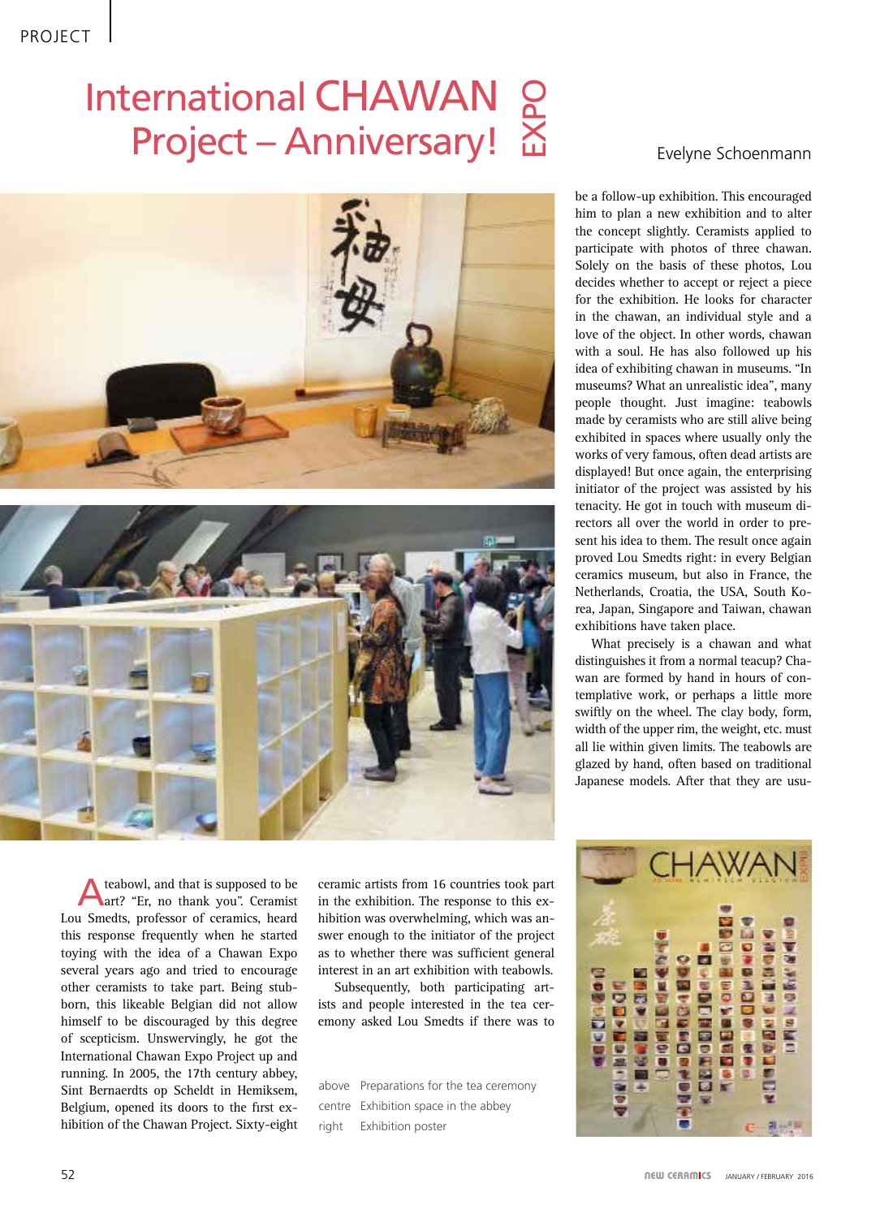# International CHAWAN Project – Anniversary! EXPO

Evelyne Schoenmann

A teabowl, and that is supposed to be art? "Er, no thank you". Ceramist Lou Smedts, professor of ceramics, heard this response frequently when he started toying with the idea of a Chawan Expo several years ago and tried to encourage other ceramists to take part. Being stubborn, this likeable Belgian did not allow himself to be discouraged by this degree of scepticism. Unswervingly, he got the International Chawan Expo Project up and running. In 2005, the 17th century abbey, Sint Bernaerdts op Scheldt in Hemiksem, Belgium, opened its doors to the first exhibition of the Chawan Project. Sixty-eight ceramic artists from 16 countries took part in the exhibition. The response to this exhibition was overwhelming, which was answer enough to the initiator of the project as to whether there was sufficient general interest in an art exhibition with teabowls.

Subsequently, both participating artists and people interested in the tea ceremony asked Lou Smedts if there was to be a follow-up exhibition. This encouraged him to plan a new exhibition and to alter the concept slightly. Ceramists applied to participate with photos of three chawan. Solely on the basis of these photos, Lou decides whether to accept or reject a piece for the exhibition. He looks for character in the chawan, an individual style and a love of the object. In other words, chawan with a soul. He has also followed up his idea of exhibiting chawan in museums. "In museums? What an unrealistic idea", many people thought. Just imagine: teabowls made by ceramists who are still alive being exhibited in spaces where usually only the works of very famous, often dead artists are displayed! But once again, the enterprising initiator of the project was assisted by his tenacity. He got in touch with museum directors all over the world in order to present his idea to them. The result once again proved Lou Smedts right: in every Belgian ceramics museum, but also in France, the Netherlands, Croatia, the USA, South Korea, Japan, Singapore and Taiwan, chawan exhibitions have taken place.

What precisely is a chawan and what distinguishes it from a normal teacup? Chawan are formed by hand in hours of contemplative work, or perhaps a little more swiftly on the wheel. The clay body, form, width of the upper rim, the weight, etc. must all lie within given limits. The teabowls are glazed by hand, often based on traditional Japanese models. After that they are usu-

above Preparations for the tea ceremony
centre Exhibition space in the abbey
right Exhibition poster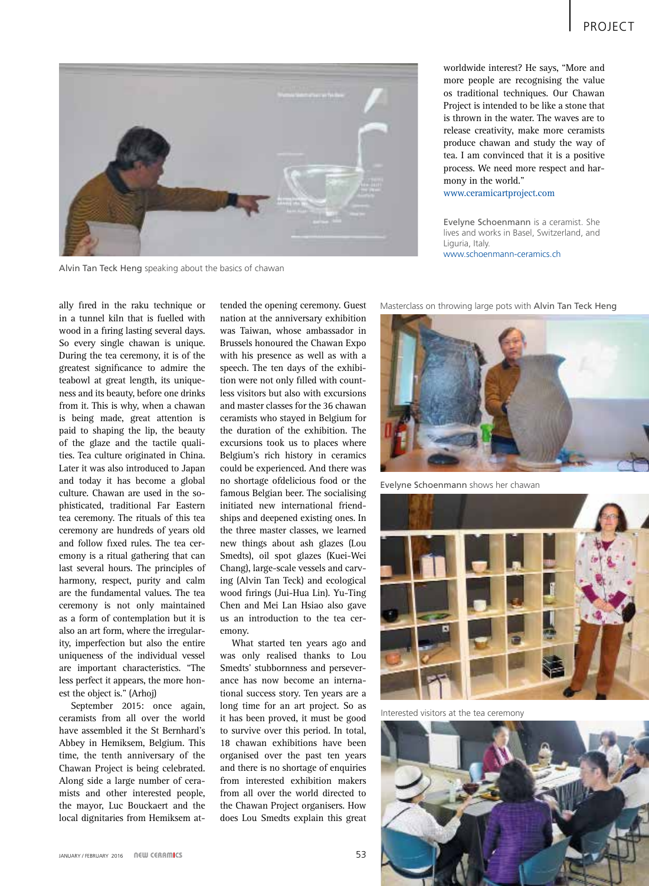Alvin Tan Teck Heng speaking about the basics of chawan

ally fired in the raku technique or in a tunnel kiln that is fuelled with wood in a firing lasting several days. So every single chawan is unique. During the tea ceremony, it is of the greatest significance to admire the teabowl at great length, its uniqueness and its beauty, before one drinks from it. This is why, when a chawan is being made, great attention is paid to shaping the lip, the beauty of the glaze and the tactile qualities. Tea culture originated in China. Later it was also introduced to Japan and today it has become a global culture. Chawan are used in the sophisticated, traditional Far Eastern tea ceremony. The rituals of this tea ceremony are hundreds of years old and follow fixed rules. The tea ceremony is a ritual gathering that can last several hours. The principles of harmony, respect, purity and calm are the fundamental values. The tea ceremony is not only maintained as a form of contemplation but it is also an art form, where the irregularity, imperfection but also the entire uniqueness of the individual vessel are important characteristics. "The less perfect it appears, the more honest the object is." (Arhoj)

September 2015: once again, ceramists from all over the world have assembled it the St Bernhard's Abbey in Hemiksem, Belgium. This time, the tenth anniversary of the Chawan Project is being celebrated. Along side a large number of ceramists and other interested people, the mayor, Luc Bouckaert and the local dignitaries from Hemiksem attended the opening ceremony. Guest nation at the anniversary exhibition was Taiwan, whose ambassador in Brussels honoured the Chawan Expo with his presence as well as with a speech. The ten days of the exhibition were not only filled with countless visitors but also with excursions and master classes for the 36 chawan ceramists who stayed in Belgium for the duration of the exhibition. The excursions took us to places where Belgium's rich history in ceramics could be experienced. And there was no shortage ofdelicious food or the famous Belgian beer. The socialising initiated new international friendships and deepened existing ones. In the three master classes, we learned new things about ash glazes (Lou Smedts), oil spot glazes (Kuei-Wei Chang), large-scale vessels and carving (Alvin Tan Teck) and ecological wood firings (Jui-Hua Lin). Yu-Ting Chen and Mei Lan Hsiao also gave us an introduction to the tea ceremony.

What started ten years ago and was only realised thanks to Lou Smedts' stubbornness and perseverance has now become an international success story. Ten years are a long time for an art project. So as it has been proved, it must be good to survive over this period. In total, 18 chawan exhibitions have been organised over the past ten years and there is no shortage of enquiries from interested exhibition makers from all over the world directed to the Chawan Project organisers. How does Lou Smedts explain this great worldwide interest? He says, "More and more people are recognising the value os traditional techniques. Our Chawan Project is intended to be like a stone that is thrown in the water. The waves are to release creativity, make more ceramists produce chawan and study the way of tea. I am convinced that it is a positive process. We need more respect and harmony in the world."

www.ceramicartproject.com

Evelyne Schoenmann is a ceramist. She lives and works in Basel, Switzerland, and Liguria, Italy.
www.schoenmann-ceramics.ch

Masterclass on throwing large pots with Alvin Tan Teck Heng

Evelyne Schoenmann shows her chawan

Interested visitors at the tea ceremony